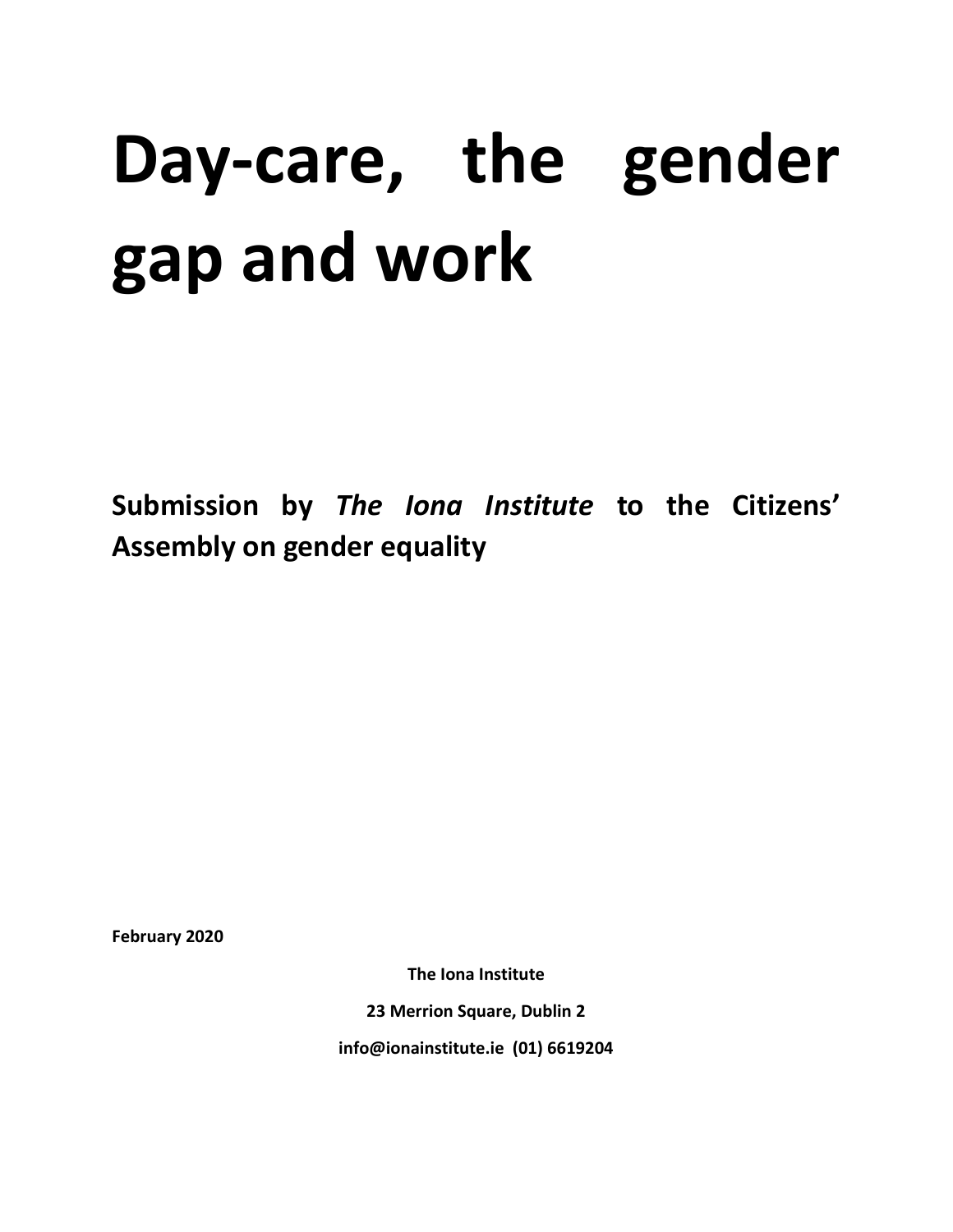# Day-care, the gender gap and work

**Submission by *The Iona Institute* to the Citizens' Assembly on gender equality**

**February 2020**

**The Iona Institute**

**23 Merrion Square, Dublin 2**

**info@ionainstitute.ie (01) 6619204**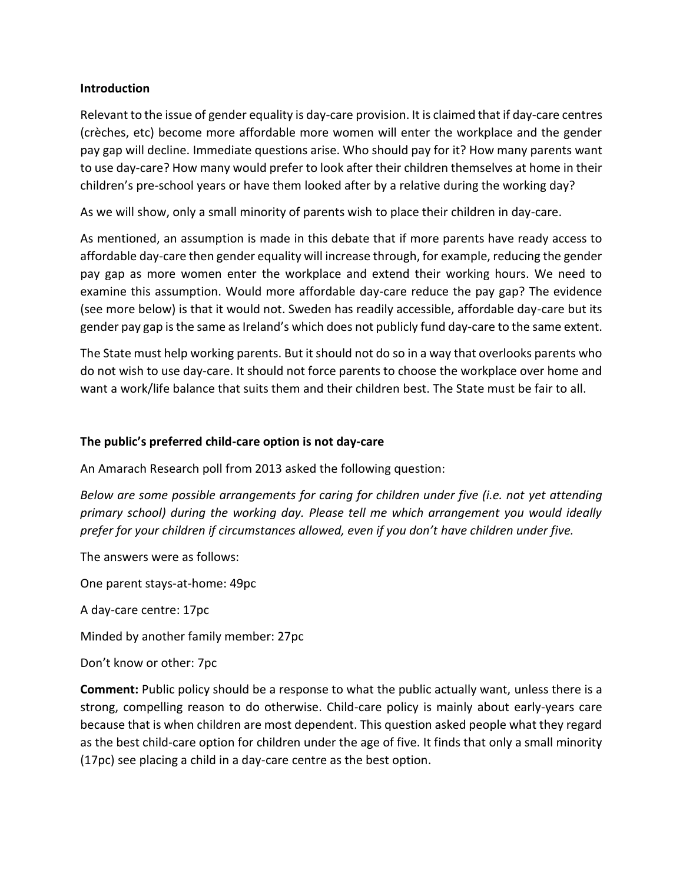**Introduction**

Relevant to the issue of gender equality is day-care provision. It is claimed that if day-care centres (crèches, etc) become more affordable more women will enter the workplace and the gender pay gap will decline. Immediate questions arise. Who should pay for it? How many parents want to use day-care? How many would prefer to look after their children themselves at home in their children's pre-school years or have them looked after by a relative during the working day?

As we will show, only a small minority of parents wish to place their children in day-care.

As mentioned, an assumption is made in this debate that if more parents have ready access to affordable day-care then gender equality will increase through, for example, reducing the gender pay gap as more women enter the workplace and extend their working hours. We need to examine this assumption. Would more affordable day-care reduce the pay gap? The evidence (see more below) is that it would not. Sweden has readily accessible, affordable day-care but its gender pay gap is the same as Ireland's which does not publicly fund day-care to the same extent.

The State must help working parents. But it should not do so in a way that overlooks parents who do not wish to use day-care. It should not force parents to choose the workplace over home and want a work/life balance that suits them and their children best. The State must be fair to all.

**The public's preferred child-care option is not day-care**

An Amarach Research poll from 2013 asked the following question:

*Below are some possible arrangements for caring for children under five (i.e. not yet attending primary school) during the working day. Please tell me which arrangement you would ideally prefer for your children if circumstances allowed, even if you don't have children under five.*

The answers were as follows:

One parent stays-at-home: 49pc

A day-care centre: 17pc

Minded by another family member: 27pc

Don't know or other: 7pc

**Comment:** Public policy should be a response to what the public actually want, unless there is a strong, compelling reason to do otherwise. Child-care policy is mainly about early-years care because that is when children are most dependent. This question asked people what they regard as the best child-care option for children under the age of five. It finds that only a small minority (17pc) see placing a child in a day-care centre as the best option.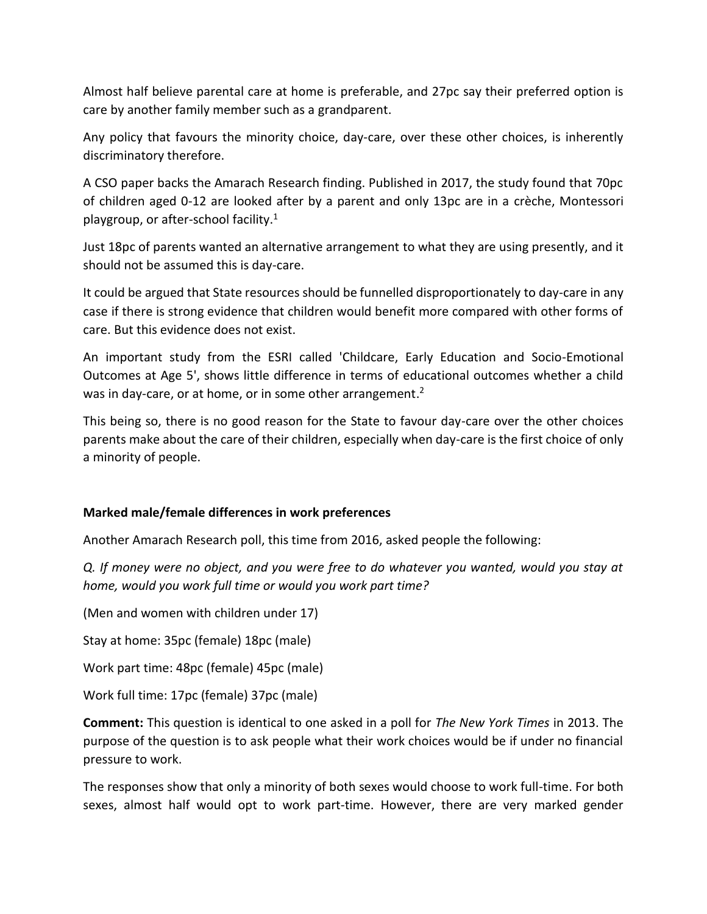Almost half believe parental care at home is preferable, and 27pc say their preferred option is care by another family member such as a grandparent.

Any policy that favours the minority choice, day-care, over these other choices, is inherently discriminatory therefore.

A CSO paper backs the Amarach Research finding. Published in 2017, the study found that 70pc of children aged 0-12 are looked after by a parent and only 13pc are in a crèche, Montessori playgroup, or after-school facility.[1]

Just 18pc of parents wanted an alternative arrangement to what they are using presently, and it should not be assumed this is day-care.

It could be argued that State resources should be funnelled disproportionately to day-care in any case if there is strong evidence that children would benefit more compared with other forms of care. But this evidence does not exist.

An important study from the ESRI called 'Childcare, Early Education and Socio-Emotional Outcomes at Age 5', shows little difference in terms of educational outcomes whether a child was in day-care, or at home, or in some other arrangement.[2]

This being so, there is no good reason for the State to favour day-care over the other choices parents make about the care of their children, especially when day-care is the first choice of only a minority of people.

**Marked male/female differences in work preferences**

Another Amarach Research poll, this time from 2016, asked people the following:

*Q. If money were no object, and you were free to do whatever you wanted, would you stay at home, would you work full time or would you work part time?*

(Men and women with children under 17)

Stay at home: 35pc (female) 18pc (male)

Work part time: 48pc (female) 45pc (male)

Work full time: 17pc (female) 37pc (male)

**Comment:** This question is identical to one asked in a poll for *The New York Times* in 2013. The purpose of the question is to ask people what their work choices would be if under no financial pressure to work.

The responses show that only a minority of both sexes would choose to work full-time. For both sexes, almost half would opt to work part-time. However, there are very marked gender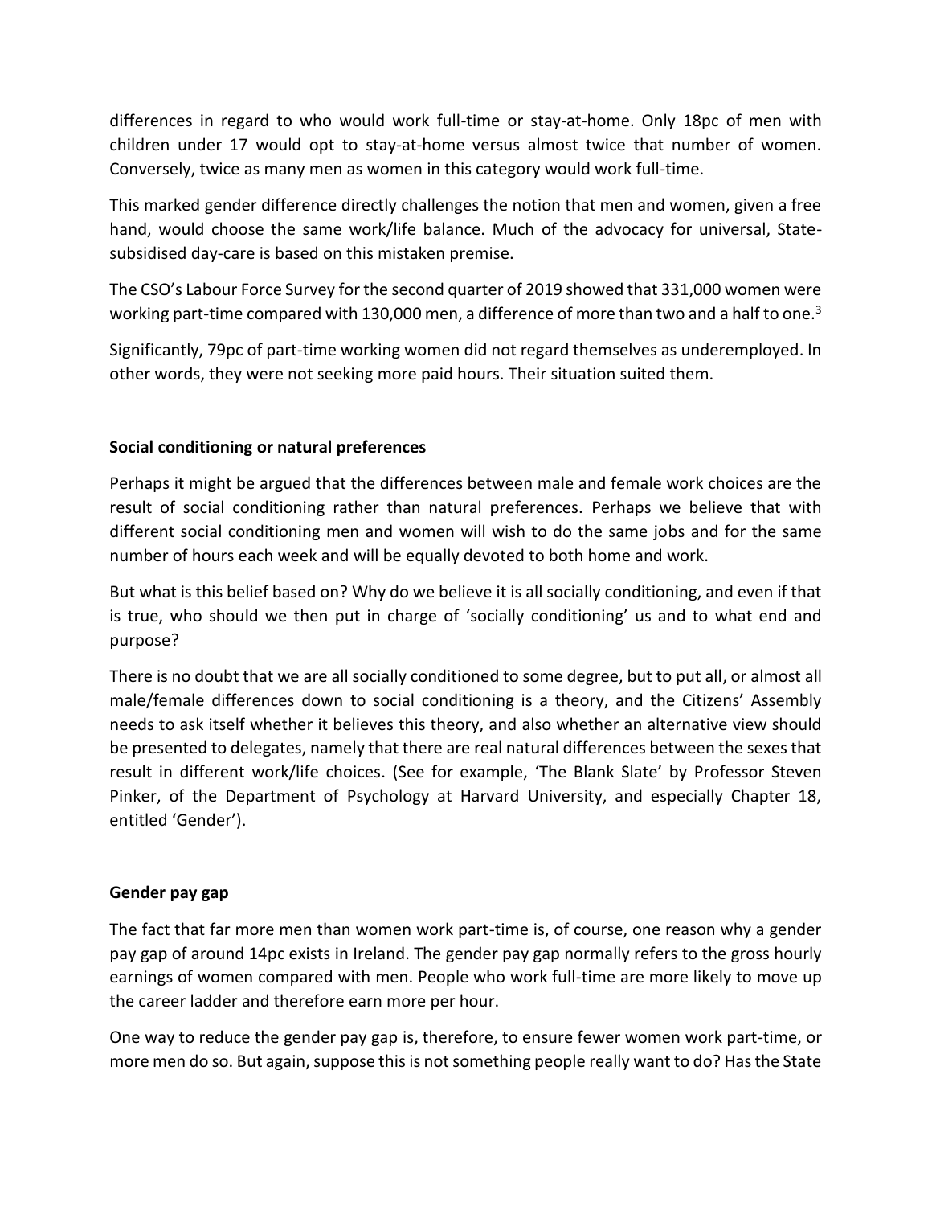differences in regard to who would work full-time or stay-at-home. Only 18pc of men with children under 17 would opt to stay-at-home versus almost twice that number of women. Conversely, twice as many men as women in this category would work full-time.

This marked gender difference directly challenges the notion that men and women, given a free hand, would choose the same work/life balance. Much of the advocacy for universal, State-subsidised day-care is based on this mistaken premise.

The CSO's Labour Force Survey for the second quarter of 2019 showed that 331,000 women were working part-time compared with 130,000 men, a difference of more than two and a half to one.[3]

Significantly, 79pc of part-time working women did not regard themselves as underemployed. In other words, they were not seeking more paid hours. Their situation suited them.

**Social conditioning or natural preferences**

Perhaps it might be argued that the differences between male and female work choices are the result of social conditioning rather than natural preferences. Perhaps we believe that with different social conditioning men and women will wish to do the same jobs and for the same number of hours each week and will be equally devoted to both home and work.

But what is this belief based on? Why do we believe it is all socially conditioning, and even if that is true, who should we then put in charge of 'socially conditioning' us and to what end and purpose?

There is no doubt that we are all socially conditioned to some degree, but to put all, or almost all male/female differences down to social conditioning is a theory, and the Citizens' Assembly needs to ask itself whether it believes this theory, and also whether an alternative view should be presented to delegates, namely that there are real natural differences between the sexes that result in different work/life choices. (See for example, 'The Blank Slate' by Professor Steven Pinker, of the Department of Psychology at Harvard University, and especially Chapter 18, entitled 'Gender').

**Gender pay gap**

The fact that far more men than women work part-time is, of course, one reason why a gender pay gap of around 14pc exists in Ireland. The gender pay gap normally refers to the gross hourly earnings of women compared with men. People who work full-time are more likely to move up the career ladder and therefore earn more per hour.

One way to reduce the gender pay gap is, therefore, to ensure fewer women work part-time, or more men do so. But again, suppose this is not something people really want to do? Has the State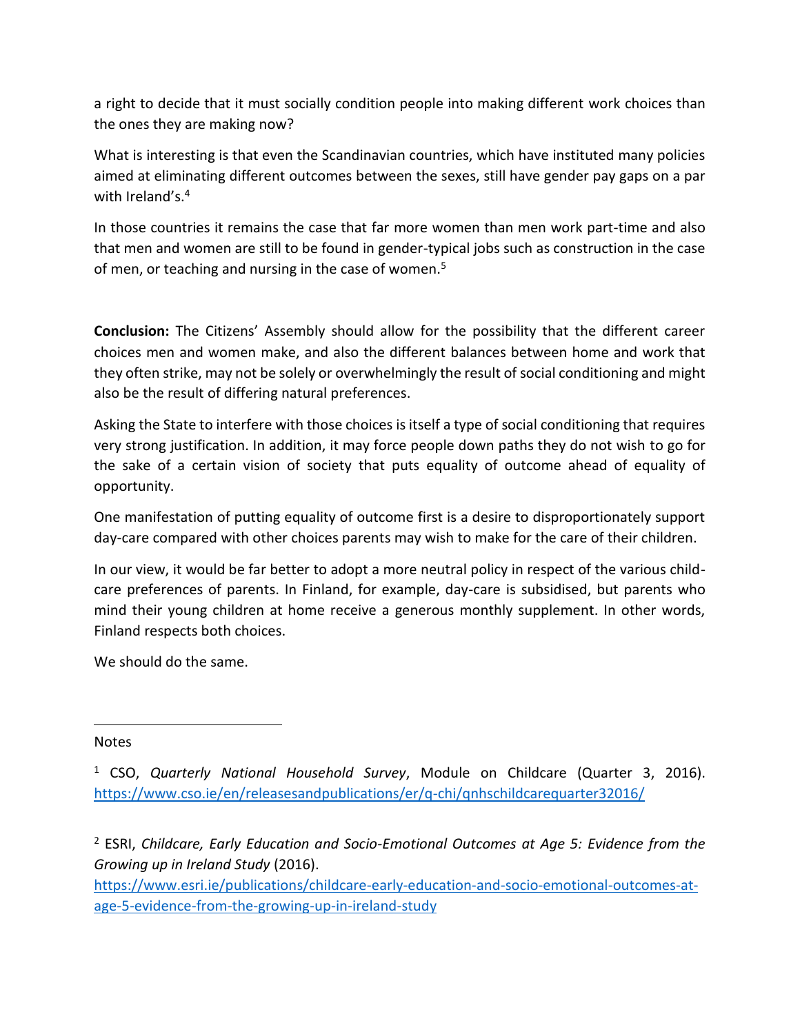a right to decide that it must socially condition people into making different work choices than the ones they are making now?

What is interesting is that even the Scandinavian countries, which have instituted many policies aimed at eliminating different outcomes between the sexes, still have gender pay gaps on a par with Ireland's.[4]

In those countries it remains the case that far more women than men work part-time and also that men and women are still to be found in gender-typical jobs such as construction in the case of men, or teaching and nursing in the case of women.[5]

**Conclusion:** The Citizens' Assembly should allow for the possibility that the different career choices men and women make, and also the different balances between home and work that they often strike, may not be solely or overwhelmingly the result of social conditioning and might also be the result of differing natural preferences.

Asking the State to interfere with those choices is itself a type of social conditioning that requires very strong justification. In addition, it may force people down paths they do not wish to go for the sake of a certain vision of society that puts equality of outcome ahead of equality of opportunity.

One manifestation of putting equality of outcome first is a desire to disproportionately support day-care compared with other choices parents may wish to make for the care of their children.

In our view, it would be far better to adopt a more neutral policy in respect of the various child-care preferences of parents. In Finland, for example, day-care is subsidised, but parents who mind their young children at home receive a generous monthly supplement. In other words, Finland respects both choices.

We should do the same.

---

Notes

[1] CSO, *Quarterly National Household Survey*, Module on Childcare (Quarter 3, 2016). https://www.cso.ie/en/releasesandpublications/er/q-chi/qnhschildcarequarter32016/

[2] ESRI, *Childcare, Early Education and Socio-Emotional Outcomes at Age 5: Evidence from the Growing up in Ireland Study* (2016). https://www.esri.ie/publications/childcare-early-education-and-socio-emotional-outcomes-at-age-5-evidence-from-the-growing-up-in-ireland-study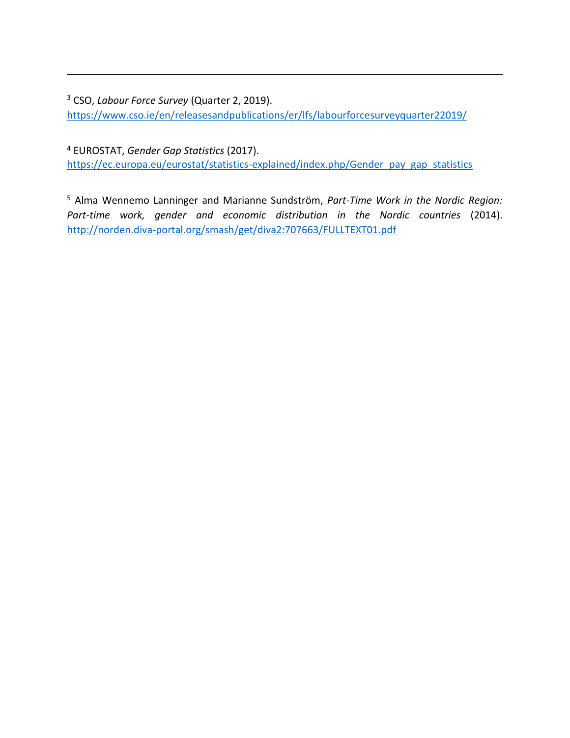---

[3] CSO, *Labour Force Survey* (Quarter 2, 2019). https://www.cso.ie/en/releasesandpublications/er/lfs/labourforcesurveyquarter22019/

[4] EUROSTAT, *Gender Gap Statistics* (2017). https://ec.europa.eu/eurostat/statistics-explained/index.php/Gender_pay_gap_statistics

[5] Alma Wennemo Lanninger and Marianne Sundström, *Part-Time Work in the Nordic Region: Part-time work, gender and economic distribution in the Nordic countries* (2014). http://norden.diva-portal.org/smash/get/diva2:707663/FULLTEXT01.pdf